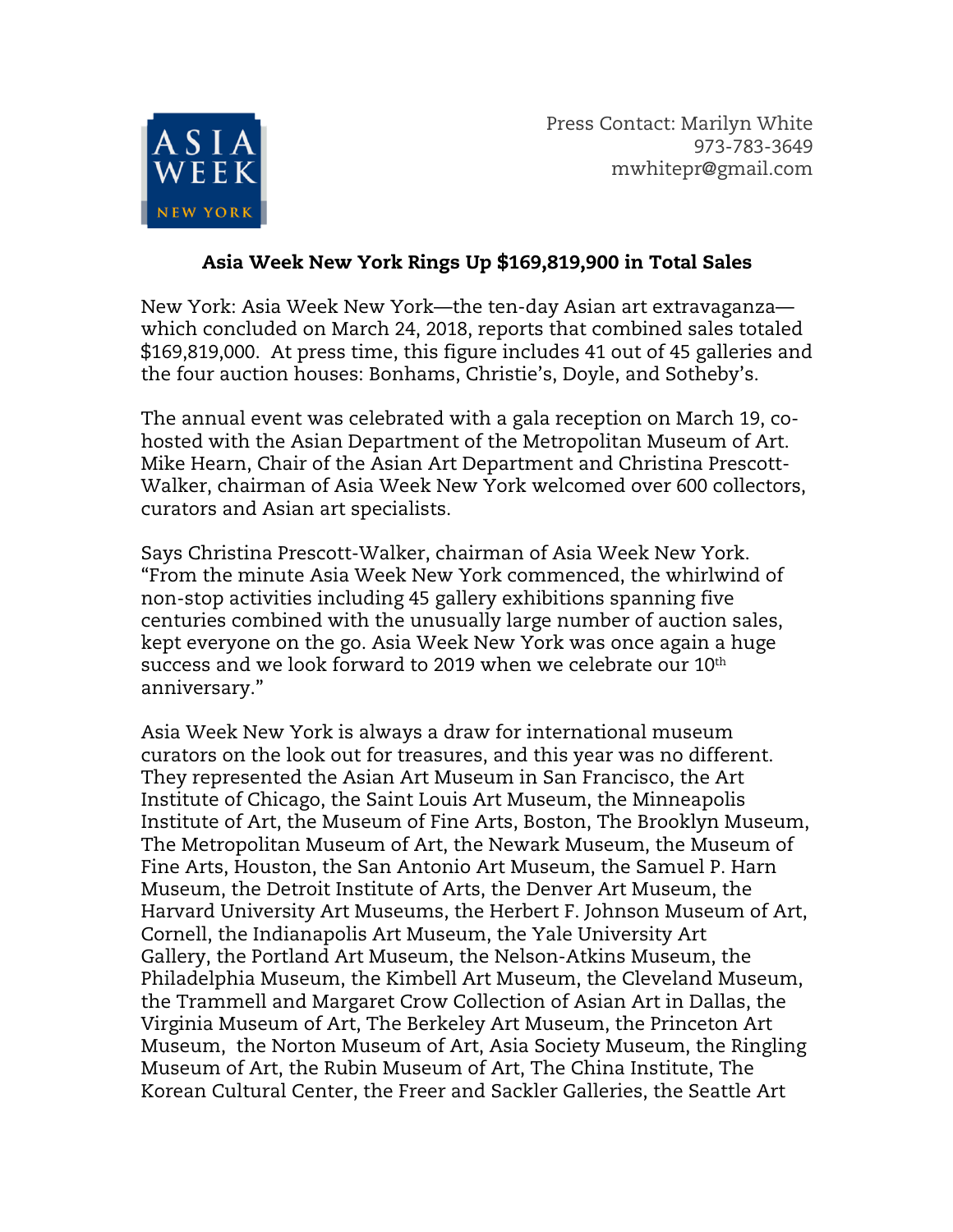ASIA WEEK NEW YORK

Press Contact: Marilyn White
973-783-3649
mwhitepr@gmail.com

## Asia Week New York Rings Up $169,819,900 in Total Sales

New York: Asia Week New York—the ten-day Asian art extravaganza—which concluded on March 24, 2018, reports that combined sales totaled $169,819,000. At press time, this figure includes 41 out of 45 galleries and the four auction houses: Bonhams, Christie's, Doyle, and Sotheby's.

The annual event was celebrated with a gala reception on March 19, co-hosted with the Asian Department of the Metropolitan Museum of Art. Mike Hearn, Chair of the Asian Art Department and Christina Prescott-Walker, chairman of Asia Week New York welcomed over 600 collectors, curators and Asian art specialists.

Says Christina Prescott-Walker, chairman of Asia Week New York. "From the minute Asia Week New York commenced, the whirlwind of non-stop activities including 45 gallery exhibitions spanning five centuries combined with the unusually large number of auction sales, kept everyone on the go. Asia Week New York was once again a huge success and we look forward to 2019 when we celebrate our 10th anniversary."

Asia Week New York is always a draw for international museum curators on the look out for treasures, and this year was no different. They represented the Asian Art Museum in San Francisco, the Art Institute of Chicago, the Saint Louis Art Museum, the Minneapolis Institute of Art, the Museum of Fine Arts, Boston, The Brooklyn Museum, The Metropolitan Museum of Art, the Newark Museum, the Museum of Fine Arts, Houston, the San Antonio Art Museum, the Samuel P. Harn Museum, the Detroit Institute of Arts, the Denver Art Museum, the Harvard University Art Museums, the Herbert F. Johnson Museum of Art, Cornell, the Indianapolis Art Museum, the Yale University Art Gallery, the Portland Art Museum, the Nelson-Atkins Museum, the Philadelphia Museum, the Kimbell Art Museum, the Cleveland Museum, the Trammell and Margaret Crow Collection of Asian Art in Dallas, the Virginia Museum of Art, The Berkeley Art Museum, the Princeton Art Museum, the Norton Museum of Art, Asia Society Museum, the Ringling Museum of Art, the Rubin Museum of Art, The China Institute, The Korean Cultural Center, the Freer and Sackler Galleries, the Seattle Art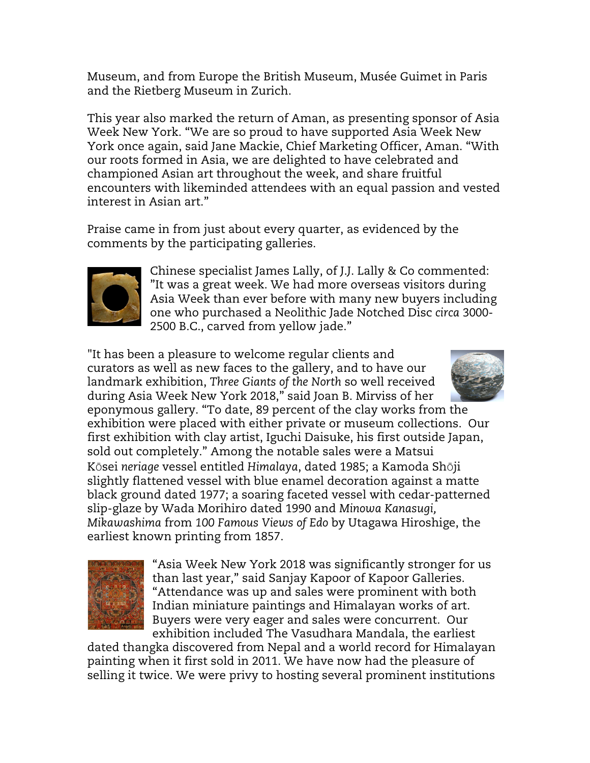Museum, and from Europe the British Museum, Musée Guimet in Paris and the Rietberg Museum in Zurich.

This year also marked the return of Aman, as presenting sponsor of Asia Week New York. "We are so proud to have supported Asia Week New York once again, said Jane Mackie, Chief Marketing Officer, Aman. "With our roots formed in Asia, we are delighted to have celebrated and championed Asian art throughout the week, and share fruitful encounters with likeminded attendees with an equal passion and vested interest in Asian art."

Praise came in from just about every quarter, as evidenced by the comments by the participating galleries.

Chinese specialist James Lally, of J.J. Lally & Co commented: "It was a great week. We had more overseas visitors during Asia Week than ever before with many new buyers including one who purchased a Neolithic Jade Notched Disc *circa* 3000-2500 B.C., carved from yellow jade."

"It has been a pleasure to welcome regular clients and curators as well as new faces to the gallery, and to have our landmark exhibition, *Three Giants of the North* so well received during Asia Week New York 2018," said Joan B. Mirviss of her eponymous gallery. "To date, 89 percent of the clay works from the exhibition were placed with either private or museum collections. Our first exhibition with clay artist, Iguchi Daisuke, his first outside Japan, sold out completely." Among the notable sales were a Matsui Kōsei *neriage* vessel entitled *Himalaya*, dated 1985; a Kamoda Shōji slightly flattened vessel with blue enamel decoration against a matte black ground dated 1977; a soaring faceted vessel with cedar-patterned slip-glaze by Wada Morihiro dated 1990 and *Minowa Kanasugi, Mikawashima* from *100 Famous Views of Edo* by Utagawa Hiroshige, the earliest known printing from 1857.

"Asia Week New York 2018 was significantly stronger for us than last year," said Sanjay Kapoor of Kapoor Galleries. "Attendance was up and sales were prominent with both Indian miniature paintings and Himalayan works of art. Buyers were very eager and sales were concurrent. Our exhibition included The Vasudhara Mandala, the earliest dated thangka discovered from Nepal and a world record for Himalayan painting when it first sold in 2011. We have now had the pleasure of selling it twice. We were privy to hosting several prominent institutions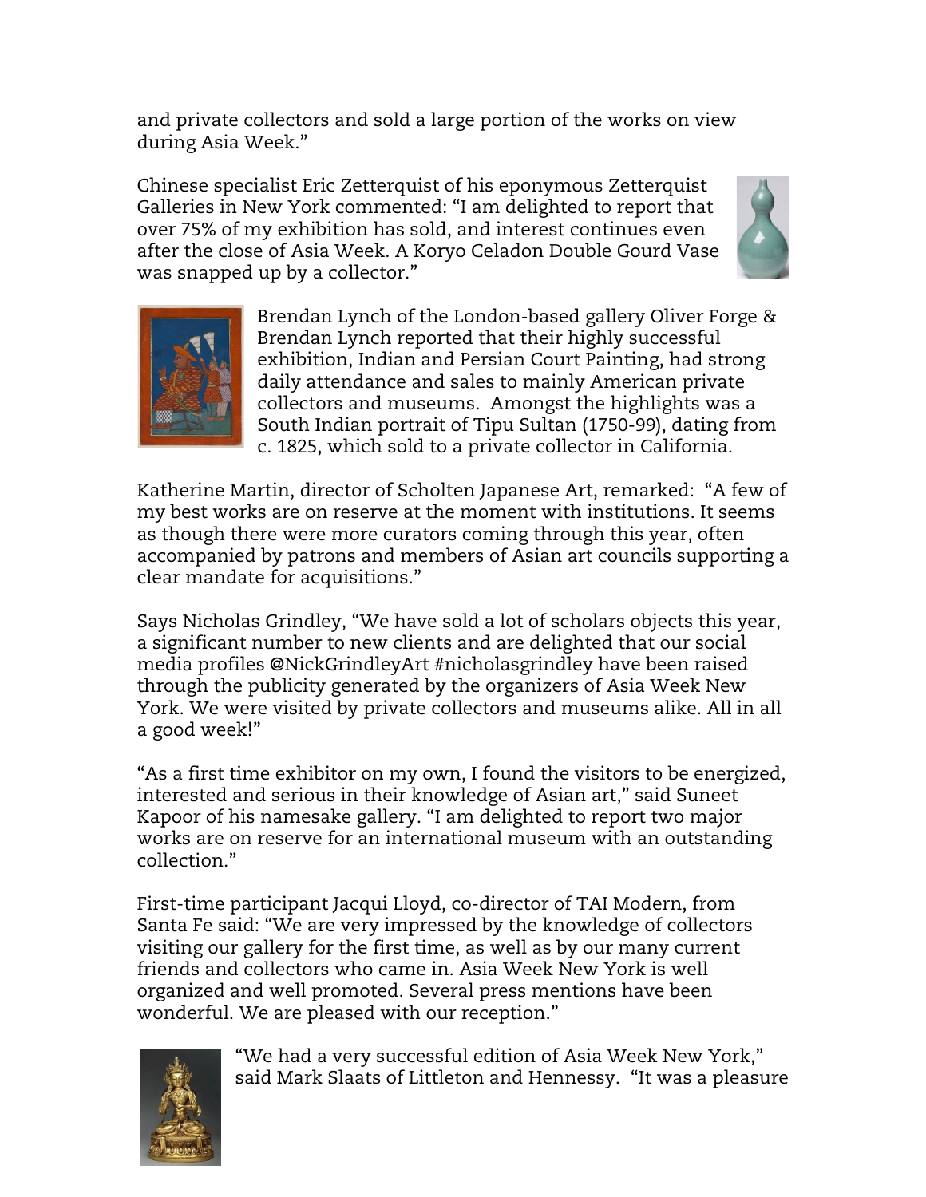and private collectors and sold a large portion of the works on view during Asia Week."

Chinese specialist Eric Zetterquist of his eponymous Zetterquist Galleries in New York commented: "I am delighted to report that over 75% of my exhibition has sold, and interest continues even after the close of Asia Week. A Koryo Celadon Double Gourd Vase was snapped up by a collector."

Brendan Lynch of the London-based gallery Oliver Forge & Brendan Lynch reported that their highly successful exhibition, Indian and Persian Court Painting, had strong daily attendance and sales to mainly American private collectors and museums. Amongst the highlights was a South Indian portrait of Tipu Sultan (1750-99), dating from c. 1825, which sold to a private collector in California.

Katherine Martin, director of Scholten Japanese Art, remarked: "A few of my best works are on reserve at the moment with institutions. It seems as though there were more curators coming through this year, often accompanied by patrons and members of Asian art councils supporting a clear mandate for acquisitions."

Says Nicholas Grindley, "We have sold a lot of scholars objects this year, a significant number to new clients and are delighted that our social media profiles @NickGrindleyArt #nicholasgrindley have been raised through the publicity generated by the organizers of Asia Week New York. We were visited by private collectors and museums alike. All in all a good week!"

"As a first time exhibitor on my own, I found the visitors to be energized, interested and serious in their knowledge of Asian art," said Suneet Kapoor of his namesake gallery. "I am delighted to report two major works are on reserve for an international museum with an outstanding collection."

First-time participant Jacqui Lloyd, co-director of TAI Modern, from Santa Fe said: "We are very impressed by the knowledge of collectors visiting our gallery for the first time, as well as by our many current friends and collectors who came in. Asia Week New York is well organized and well promoted. Several press mentions have been wonderful. We are pleased with our reception."

"We had a very successful edition of Asia Week New York," said Mark Slaats of Littleton and Hennessy. "It was a pleasure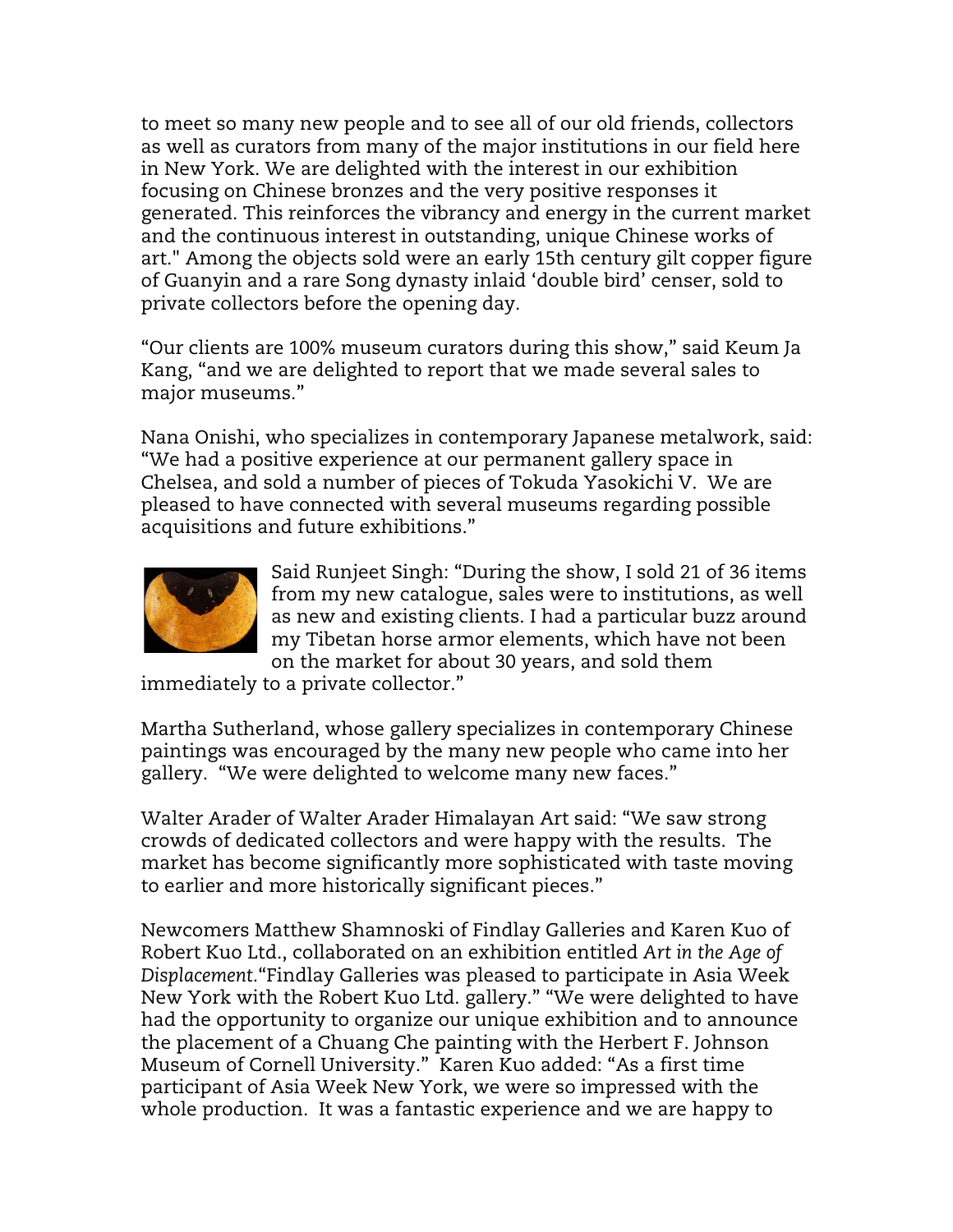to meet so many new people and to see all of our old friends, collectors as well as curators from many of the major institutions in our field here in New York. We are delighted with the interest in our exhibition focusing on Chinese bronzes and the very positive responses it generated. This reinforces the vibrancy and energy in the current market and the continuous interest in outstanding, unique Chinese works of art." Among the objects sold were an early 15th century gilt copper figure of Guanyin and a rare Song dynasty inlaid 'double bird' censer, sold to private collectors before the opening day.

"Our clients are 100% museum curators during this show," said Keum Ja Kang, "and we are delighted to report that we made several sales to major museums."

Nana Onishi, who specializes in contemporary Japanese metalwork, said: "We had a positive experience at our permanent gallery space in Chelsea, and sold a number of pieces of Tokuda Yasokichi V. We are pleased to have connected with several museums regarding possible acquisitions and future exhibitions."

Said Runjeet Singh: "During the show, I sold 21 of 36 items from my new catalogue, sales were to institutions, as well as new and existing clients. I had a particular buzz around my Tibetan horse armor elements, which have not been on the market for about 30 years, and sold them immediately to a private collector."

Martha Sutherland, whose gallery specializes in contemporary Chinese paintings was encouraged by the many new people who came into her gallery. "We were delighted to welcome many new faces."

Walter Arader of Walter Arader Himalayan Art said: "We saw strong crowds of dedicated collectors and were happy with the results. The market has become significantly more sophisticated with taste moving to earlier and more historically significant pieces."

Newcomers Matthew Shamnoski of Findlay Galleries and Karen Kuo of Robert Kuo Ltd., collaborated on an exhibition entitled *Art in the Age of Displacement*."Findlay Galleries was pleased to participate in Asia Week New York with the Robert Kuo Ltd. gallery." "We were delighted to have had the opportunity to organize our unique exhibition and to announce the placement of a Chuang Che painting with the Herbert F. Johnson Museum of Cornell University." Karen Kuo added: "As a first time participant of Asia Week New York, we were so impressed with the whole production. It was a fantastic experience and we are happy to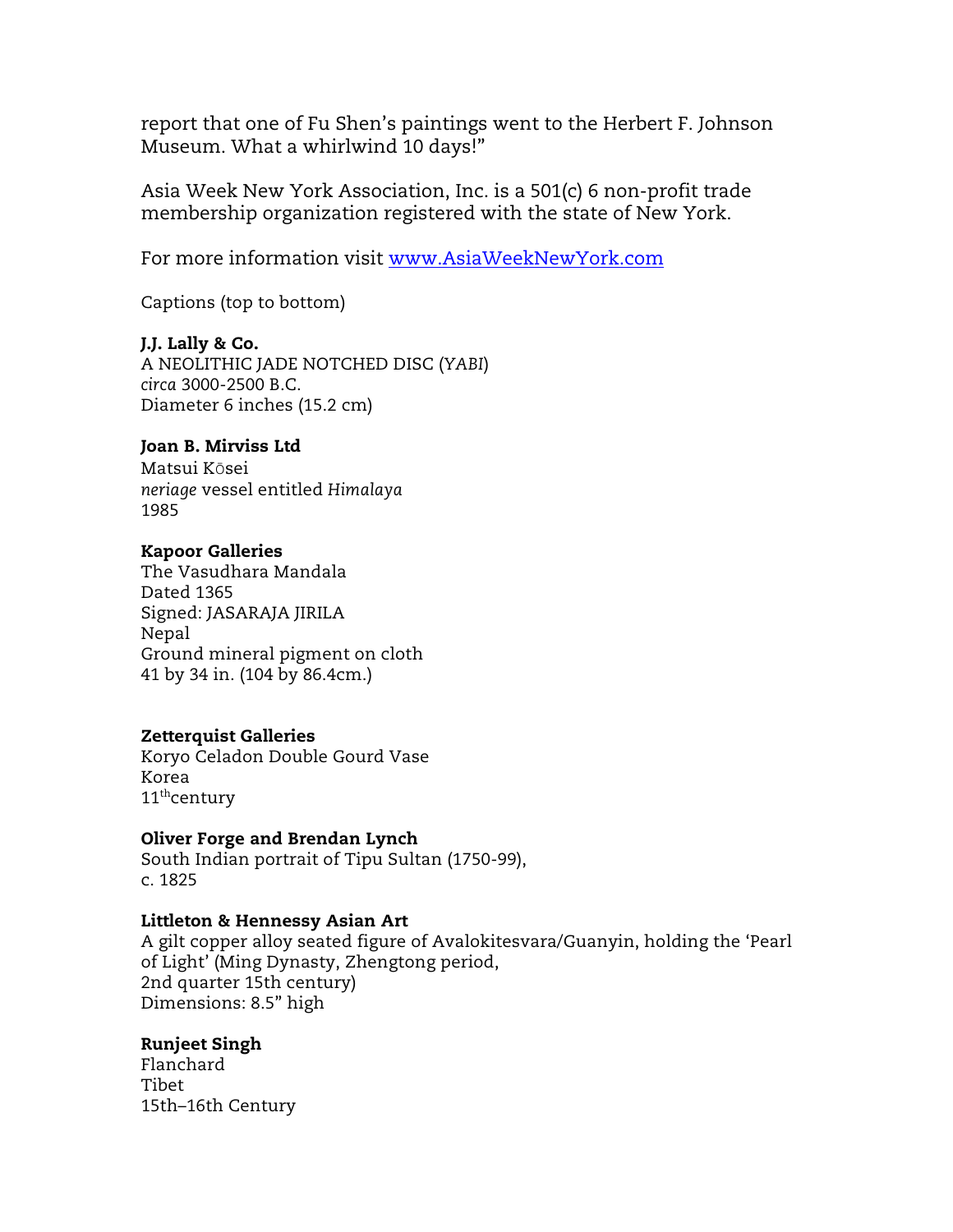report that one of Fu Shen's paintings went to the Herbert F. Johnson Museum. What a whirlwind 10 days!"

Asia Week New York Association, Inc. is a 501(c) 6 non-profit trade membership organization registered with the state of New York.

For more information visit [www.AsiaWeekNewYork.com](www.AsiaWeekNewYork.com)

Captions (top to bottom)

**J.J. Lally & Co.**
A NEOLITHIC JADE NOTCHED DISC (*YABI*)
*circa* 3000-2500 B.C.
Diameter 6 inches (15.2 cm)

**Joan B. Mirviss Ltd**
Matsui Kōsei
*neriage* vessel entitled *Himalaya*
1985

**Kapoor Galleries**
The Vasudhara Mandala
Dated 1365
Signed: JASARAJA JIRILA
Nepal
Ground mineral pigment on cloth
41 by 34 in. (104 by 86.4cm.)

**Zetterquist Galleries**
Koryo Celadon Double Gourd Vase
Korea
11th century

**Oliver Forge and Brendan Lynch**
South Indian portrait of Tipu Sultan (1750-99),
c. 1825

**Littleton & Hennessy Asian Art**
A gilt copper alloy seated figure of Avalokitesvara/Guanyin, holding the 'Pearl of Light' (Ming Dynasty, Zhengtong period,
2nd quarter 15th century)
Dimensions: 8.5" high

**Runjeet Singh**
Flanchard
Tibet
15th–16th Century